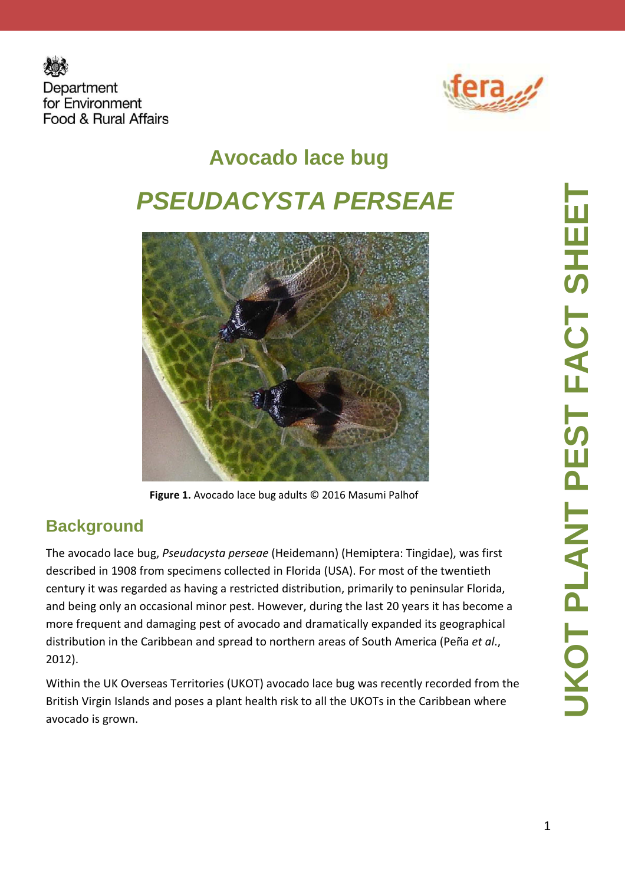# Avocado lace bug

# *PSEUDACYSTA PERSEAE*

**Figure 1.** Avocado lace bug adults © 2016 Masumi Palhof

## Background

The avocado lace bug, *Pseudacysta perseae* (Heidemann) (Hemiptera: Tingidae), was first described in 1908 from specimens collected in Florida (USA). For most of the twentieth century it was regarded as having a restricted distribution, primarily to peninsular Florida, and being only an occasional minor pest. However, during the last 20 years it has become a more frequent and damaging pest of avocado and dramatically expanded its geographical distribution in the Caribbean and spread to northern areas of South America (Peña *et al.*, 2012).

Within the UK Overseas Territories (UKOT) avocado lace bug was recently recorded from the British Virgin Islands and poses a plant health risk to all the UKOTs in the Caribbean where avocado is grown.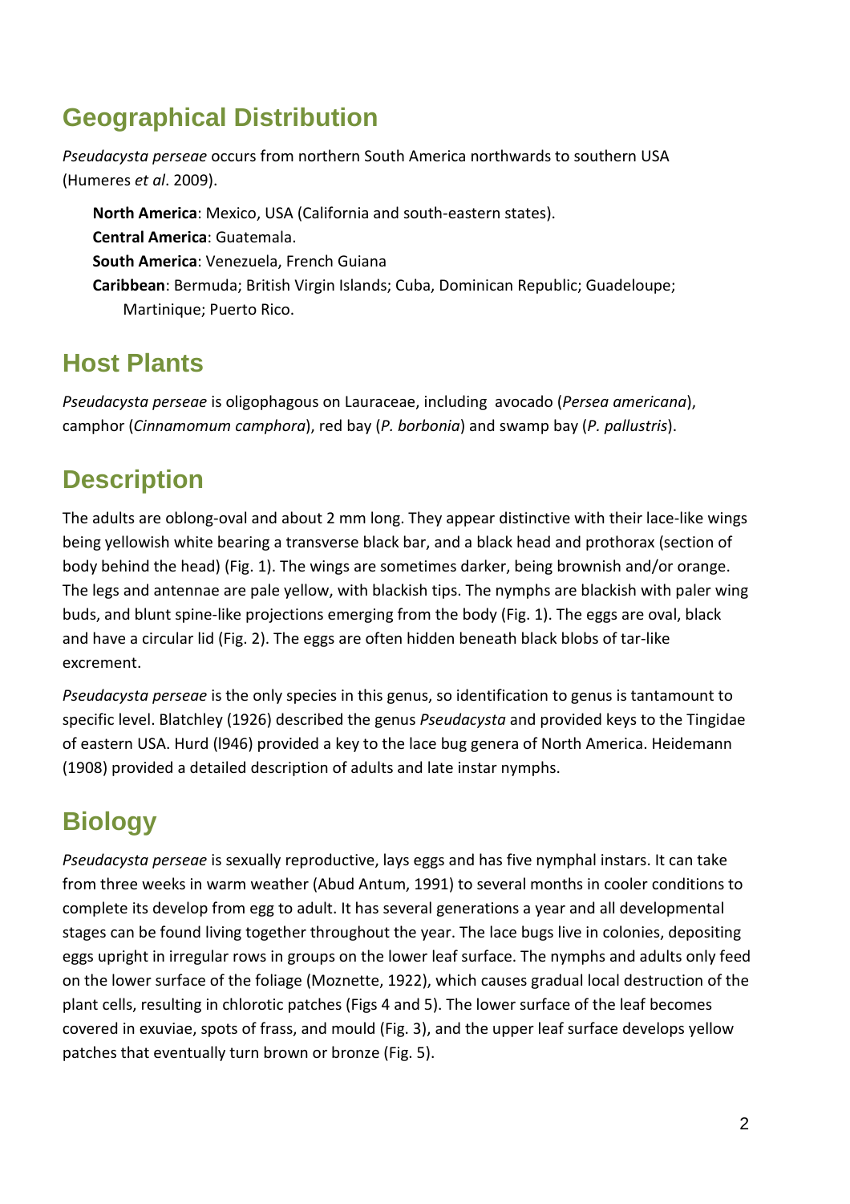## Geographical Distribution

*Pseudacysta perseae* occurs from northern South America northwards to southern USA (Humeres *et al*. 2009).

**North America**: Mexico, USA (California and south-eastern states).
**Central America**: Guatemala.
**South America**: Venezuela, French Guiana
**Caribbean**: Bermuda; British Virgin Islands; Cuba, Dominican Republic; Guadeloupe; Martinique; Puerto Rico.

## Host Plants

*Pseudacysta perseae* is oligophagous on Lauraceae, including avocado (*Persea americana*), camphor (*Cinnamomum camphora*), red bay (*P. borbonia*) and swamp bay (*P. pallustris*).

## Description

The adults are oblong-oval and about 2 mm long. They appear distinctive with their lace-like wings being yellowish white bearing a transverse black bar, and a black head and prothorax (section of body behind the head) (Fig. 1). The wings are sometimes darker, being brownish and/or orange. The legs and antennae are pale yellow, with blackish tips. The nymphs are blackish with paler wing buds, and blunt spine-like projections emerging from the body (Fig. 1). The eggs are oval, black and have a circular lid (Fig. 2). The eggs are often hidden beneath black blobs of tar-like excrement.

*Pseudacysta perseae* is the only species in this genus, so identification to genus is tantamount to specific level. Blatchley (1926) described the genus *Pseudacysta* and provided keys to the Tingidae of eastern USA. Hurd (l946) provided a key to the lace bug genera of North America. Heidemann (1908) provided a detailed description of adults and late instar nymphs.

## Biology

*Pseudacysta perseae* is sexually reproductive, lays eggs and has five nymphal instars. It can take from three weeks in warm weather (Abud Antum, 1991) to several months in cooler conditions to complete its develop from egg to adult. It has several generations a year and all developmental stages can be found living together throughout the year. The lace bugs live in colonies, depositing eggs upright in irregular rows in groups on the lower leaf surface. The nymphs and adults only feed on the lower surface of the foliage (Moznette, 1922), which causes gradual local destruction of the plant cells, resulting in chlorotic patches (Figs 4 and 5). The lower surface of the leaf becomes covered in exuviae, spots of frass, and mould (Fig. 3), and the upper leaf surface develops yellow patches that eventually turn brown or bronze (Fig. 5).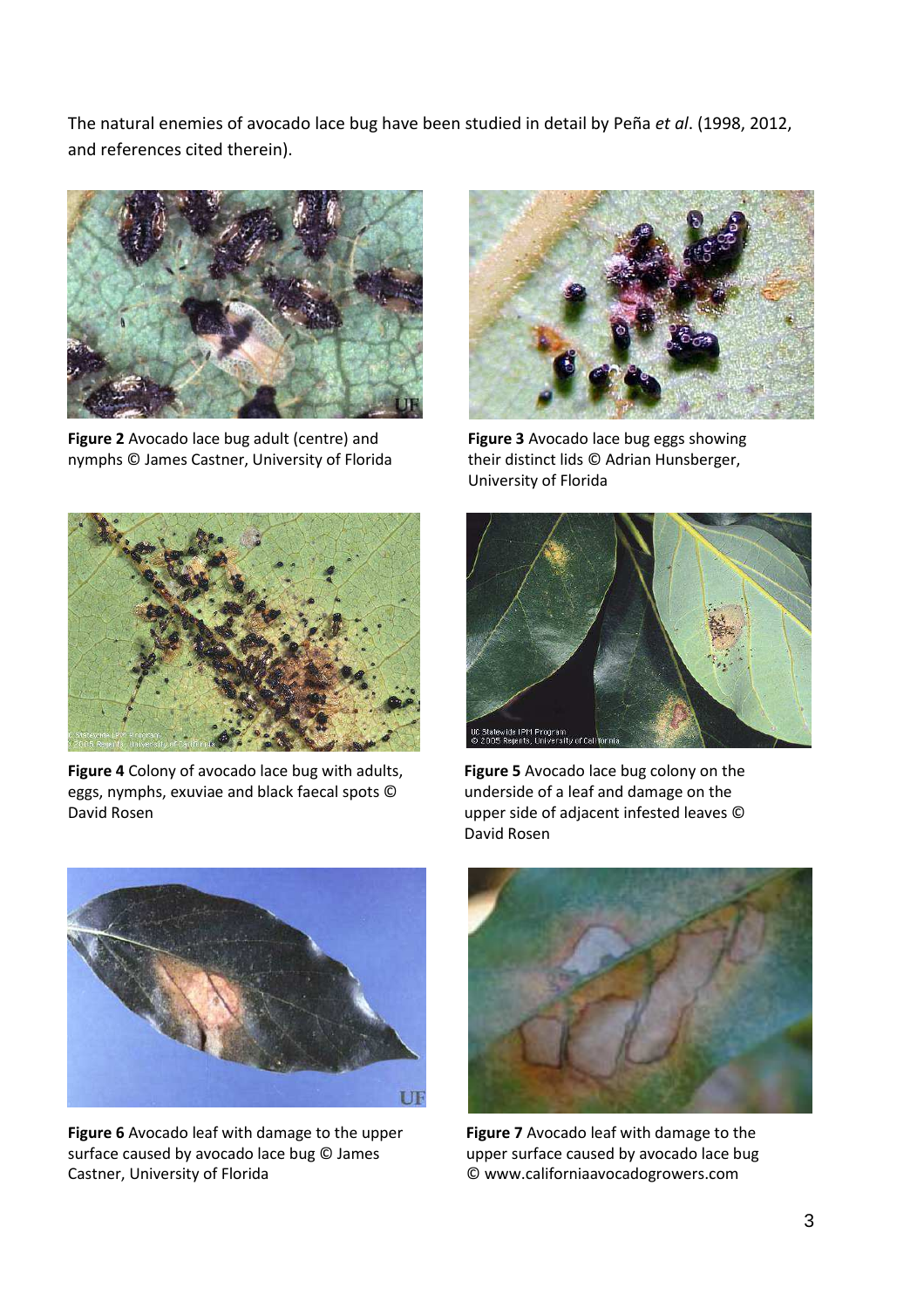The natural enemies of avocado lace bug have been studied in detail by Peña *et al*. (1998, 2012, and references cited therein).

**Figure 2** Avocado lace bug adult (centre) and nymphs © James Castner, University of Florida

**Figure 3** Avocado lace bug eggs showing their distinct lids © Adrian Hunsberger, University of Florida

**Figure 4** Colony of avocado lace bug with adults, eggs, nymphs, exuviae and black faecal spots © David Rosen

**Figure 5** Avocado lace bug colony on the underside of a leaf and damage on the upper side of adjacent infested leaves © David Rosen

**Figure 6** Avocado leaf with damage to the upper surface caused by avocado lace bug © James Castner, University of Florida

**Figure 7** Avocado leaf with damage to the upper surface caused by avocado lace bug © www.californiaavocadogrowers.com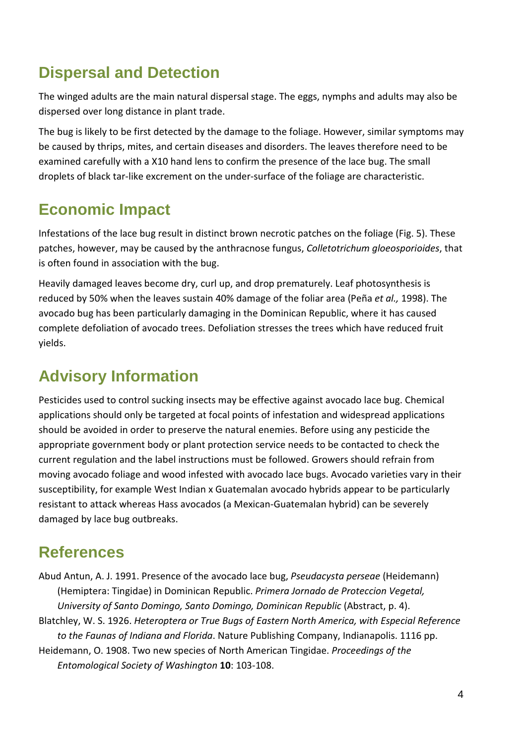## Dispersal and Detection

The winged adults are the main natural dispersal stage. The eggs, nymphs and adults may also be dispersed over long distance in plant trade.

The bug is likely to be first detected by the damage to the foliage. However, similar symptoms may be caused by thrips, mites, and certain diseases and disorders. The leaves therefore need to be examined carefully with a X10 hand lens to confirm the presence of the lace bug. The small droplets of black tar-like excrement on the under-surface of the foliage are characteristic.

## Economic Impact

Infestations of the lace bug result in distinct brown necrotic patches on the foliage (Fig. 5). These patches, however, may be caused by the anthracnose fungus, *Colletotrichum gloeosporioides*, that is often found in association with the bug.

Heavily damaged leaves become dry, curl up, and drop prematurely. Leaf photosynthesis is reduced by 50% when the leaves sustain 40% damage of the foliar area (Peña *et al.,* 1998). The avocado bug has been particularly damaging in the Dominican Republic, where it has caused complete defoliation of avocado trees. Defoliation stresses the trees which have reduced fruit yields.

## Advisory Information

Pesticides used to control sucking insects may be effective against avocado lace bug. Chemical applications should only be targeted at focal points of infestation and widespread applications should be avoided in order to preserve the natural enemies. Before using any pesticide the appropriate government body or plant protection service needs to be contacted to check the current regulation and the label instructions must be followed. Growers should refrain from moving avocado foliage and wood infested with avocado lace bugs. Avocado varieties vary in their susceptibility, for example West Indian x Guatemalan avocado hybrids appear to be particularly resistant to attack whereas Hass avocados (a Mexican-Guatemalan hybrid) can be severely damaged by lace bug outbreaks.

## References

Abud Antun, A. J. 1991. Presence of the avocado lace bug, *Pseudacysta perseae* (Heidemann) (Hemiptera: Tingidae) in Dominican Republic. *Primera Jornado de Proteccion Vegetal, University of Santo Domingo, Santo Domingo, Dominican Republic* (Abstract, p. 4).

Blatchley, W. S. 1926. *Heteroptera or True Bugs of Eastern North America, with Especial Reference to the Faunas of Indiana and Florida*. Nature Publishing Company, Indianapolis. 1116 pp.

Heidemann, O. 1908. Two new species of North American Tingidae. *Proceedings of the Entomological Society of Washington* **10**: 103-108.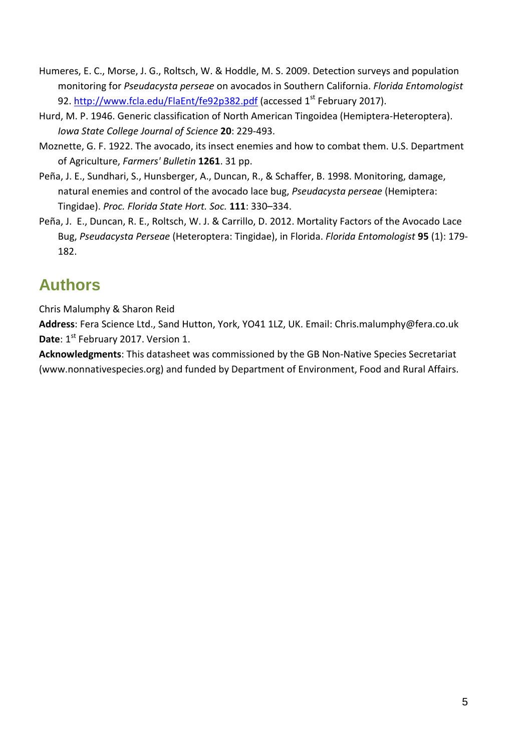Humeres, E. C., Morse, J. G., Roltsch, W. & Hoddle, M. S. 2009. Detection surveys and population monitoring for *Pseudacysta perseae* on avocados in Southern California. *Florida Entomologist* 92. http://www.fcla.edu/FlaEnt/fe92p382.pdf (accessed 1st February 2017).

Hurd, M. P. 1946. Generic classification of North American Tingoidea (Hemiptera-Heteroptera). *Iowa State College Journal of Science* **20**: 229-493.

Moznette, G. F. 1922. The avocado, its insect enemies and how to combat them. U.S. Department of Agriculture, *Farmers' Bulletin* **1261**. 31 pp.

Peña, J. E., Sundhari, S., Hunsberger, A., Duncan, R., & Schaffer, B. 1998. Monitoring, damage, natural enemies and control of the avocado lace bug, *Pseudacysta perseae* (Hemiptera: Tingidae). *Proc. Florida State Hort. Soc.* **111**: 330–334.

Peña, J. E., Duncan, R. E., Roltsch, W. J. & Carrillo, D. 2012. Mortality Factors of the Avocado Lace Bug, *Pseudacysta Perseae* (Heteroptera: Tingidae), in Florida. *Florida Entomologist* **95** (1): 179-182.

## Authors

Chris Malumphy & Sharon Reid

**Address**: Fera Science Ltd., Sand Hutton, York, YO41 1LZ, UK. Email: Chris.malumphy@fera.co.uk

**Date**: 1st February 2017. Version 1.

**Acknowledgments**: This datasheet was commissioned by the GB Non-Native Species Secretariat (www.nonnativespecies.org) and funded by Department of Environment, Food and Rural Affairs.